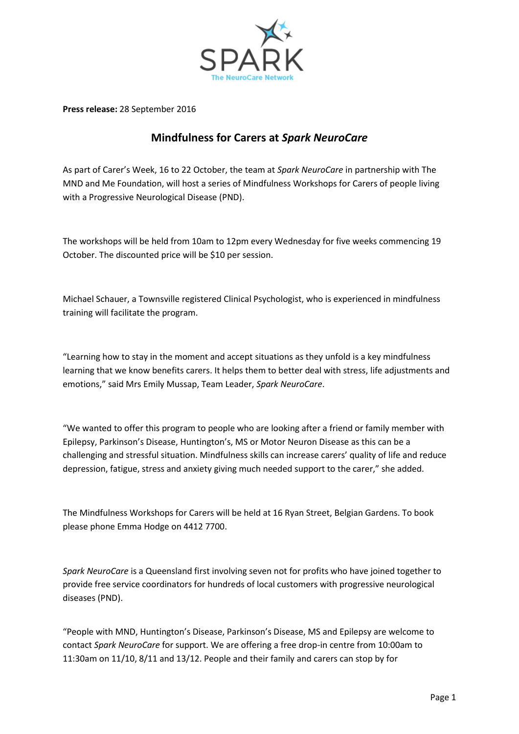SPARK
The NeuroCare Network

**Press release:** 28 September 2016

## Mindfulness for Carers at *Spark NeuroCare*

As part of Carer's Week, 16 to 22 October, the team at *Spark NeuroCare* in partnership with The MND and Me Foundation, will host a series of Mindfulness Workshops for Carers of people living with a Progressive Neurological Disease (PND).

The workshops will be held from 10am to 12pm every Wednesday for five weeks commencing 19 October. The discounted price will be $10 per session.

Michael Schauer, a Townsville registered Clinical Psychologist, who is experienced in mindfulness training will facilitate the program.

"Learning how to stay in the moment and accept situations as they unfold is a key mindfulness learning that we know benefits carers. It helps them to better deal with stress, life adjustments and emotions," said Mrs Emily Mussap, Team Leader, *Spark NeuroCare*.

"We wanted to offer this program to people who are looking after a friend or family member with Epilepsy, Parkinson's Disease, Huntington's, MS or Motor Neuron Disease as this can be a challenging and stressful situation. Mindfulness skills can increase carers' quality of life and reduce depression, fatigue, stress and anxiety giving much needed support to the carer," she added.

The Mindfulness Workshops for Carers will be held at 16 Ryan Street, Belgian Gardens. To book please phone Emma Hodge on 4412 7700.

*Spark NeuroCare* is a Queensland first involving seven not for profits who have joined together to provide free service coordinators for hundreds of local customers with progressive neurological diseases (PND).

"People with MND, Huntington's Disease, Parkinson's Disease, MS and Epilepsy are welcome to contact *Spark NeuroCare* for support. We are offering a free drop-in centre from 10:00am to 11:30am on 11/10, 8/11 and 13/12. People and their family and carers can stop by for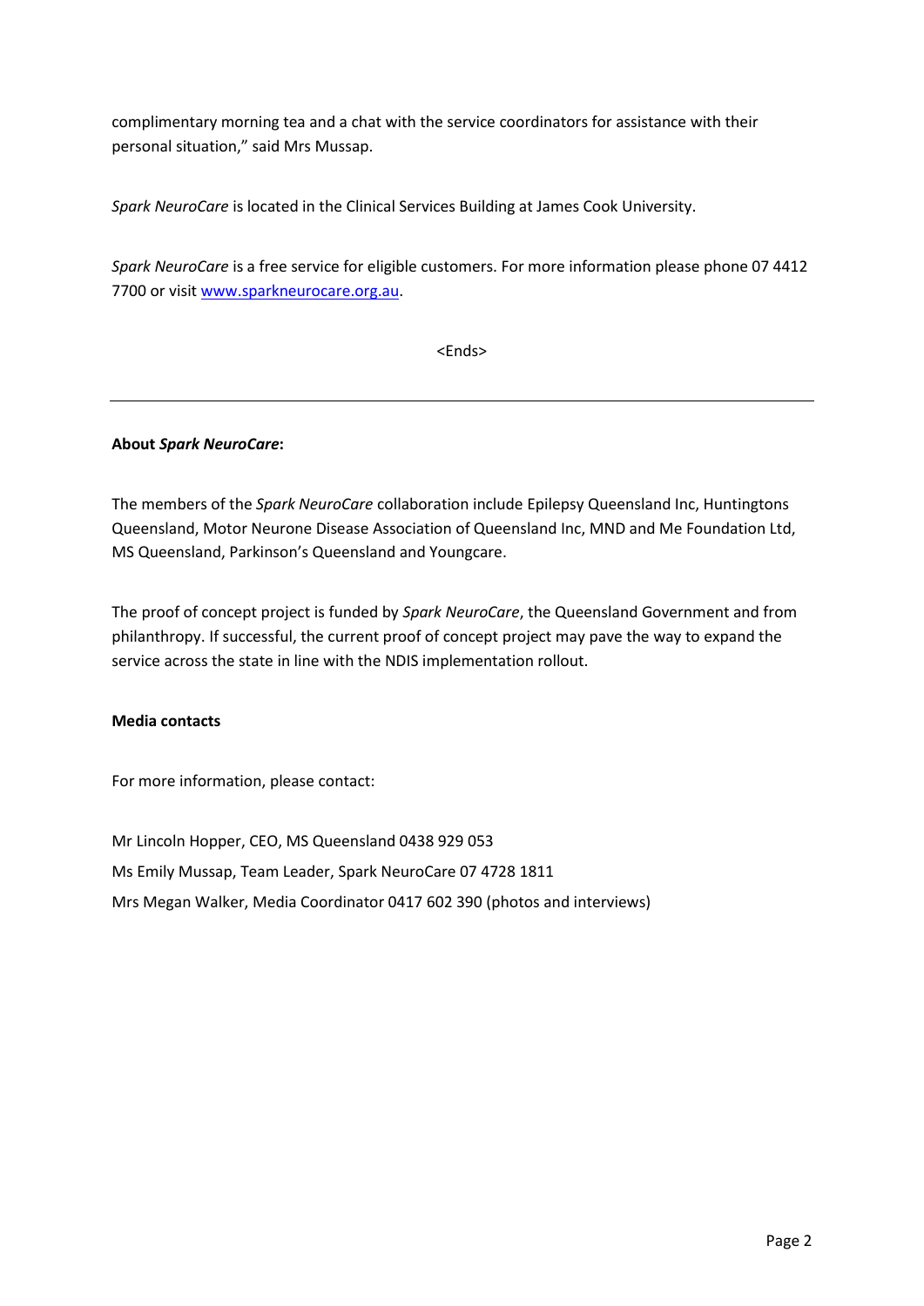complimentary morning tea and a chat with the service coordinators for assistance with their personal situation," said Mrs Mussap.

*Spark NeuroCare* is located in the Clinical Services Building at James Cook University.

*Spark NeuroCare* is a free service for eligible customers. For more information please phone 07 4412 7700 or visit [www.sparkneurocare.org.au](http://www.sparkneurocare.org.au).

<Ends>

---

**About *Spark NeuroCare*:**

The members of the *Spark NeuroCare* collaboration include Epilepsy Queensland Inc, Huntingtons Queensland, Motor Neurone Disease Association of Queensland Inc, MND and Me Foundation Ltd, MS Queensland, Parkinson's Queensland and Youngcare.

The proof of concept project is funded by *Spark NeuroCare*, the Queensland Government and from philanthropy. If successful, the current proof of concept project may pave the way to expand the service across the state in line with the NDIS implementation rollout.

**Media contacts**

For more information, please contact:

Mr Lincoln Hopper, CEO, MS Queensland 0438 929 053
Ms Emily Mussap, Team Leader, Spark NeuroCare 07 4728 1811
Mrs Megan Walker, Media Coordinator 0417 602 390 (photos and interviews)